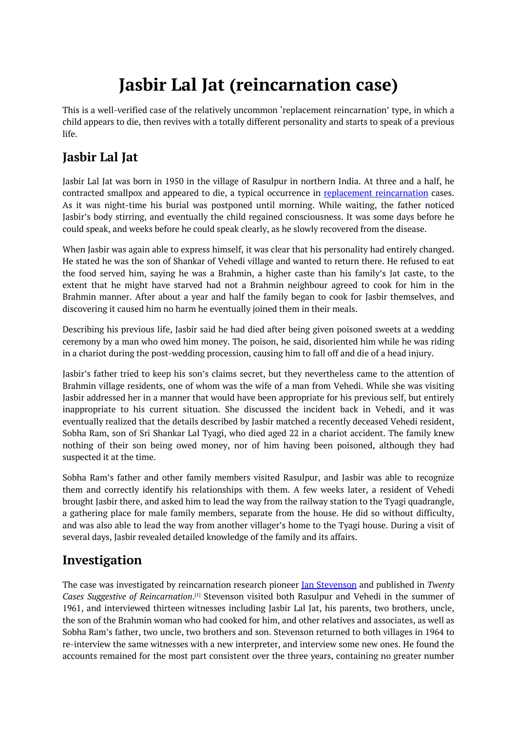# Jasbir Lal Jat (reincarnation case)

This is a well-verified case of the relatively uncommon 'replacement reincarnation' type, in which a child appears to die, then revives with a totally different personality and starts to speak of a previous life.

## Jasbir Lal Jat

Jasbir Lal Jat was born in 1950 in the village of Rasulpur in northern India. At three and a half, he contracted smallpox and appeared to die, a typical occurrence in replacement reincarnation cases. As it was night-time his burial was postponed until morning. While waiting, the father noticed Jasbir's body stirring, and eventually the child regained consciousness. It was some days before he could speak, and weeks before he could speak clearly, as he slowly recovered from the disease.

When Jasbir was again able to express himself, it was clear that his personality had entirely changed. He stated he was the son of Shankar of Vehedi village and wanted to return there. He refused to eat the food served him, saying he was a Brahmin, a higher caste than his family's Jat caste, to the extent that he might have starved had not a Brahmin neighbour agreed to cook for him in the Brahmin manner. After about a year and half the family began to cook for Jasbir themselves, and discovering it caused him no harm he eventually joined them in their meals.

Describing his previous life, Jasbir said he had died after being given poisoned sweets at a wedding ceremony by a man who owed him money. The poison, he said, disoriented him while he was riding in a chariot during the post-wedding procession, causing him to fall off and die of a head injury.

Jasbir's father tried to keep his son's claims secret, but they nevertheless came to the attention of Brahmin village residents, one of whom was the wife of a man from Vehedi. While she was visiting Jasbir addressed her in a manner that would have been appropriate for his previous self, but entirely inappropriate to his current situation. She discussed the incident back in Vehedi, and it was eventually realized that the details described by Jasbir matched a recently deceased Vehedi resident, Sobha Ram, son of Sri Shankar Lal Tyagi, who died aged 22 in a chariot accident. The family knew nothing of their son being owed money, nor of him having been poisoned, although they had suspected it at the time.

Sobha Ram's father and other family members visited Rasulpur, and Jasbir was able to recognize them and correctly identify his relationships with them. A few weeks later, a resident of Vehedi brought Jasbir there, and asked him to lead the way from the railway station to the Tyagi quadrangle, a gathering place for male family members, separate from the house. He did so without difficulty, and was also able to lead the way from another villager's home to the Tyagi house. During a visit of several days, Jasbir revealed detailed knowledge of the family and its affairs.

## Investigation

The case was investigated by reincarnation research pioneer Ian Stevenson and published in *Twenty Cases Suggestive of Reincarnation*.[1] Stevenson visited both Rasulpur and Vehedi in the summer of 1961, and interviewed thirteen witnesses including Jasbir Lal Jat, his parents, two brothers, uncle, the son of the Brahmin woman who had cooked for him, and other relatives and associates, as well as Sobha Ram's father, two uncle, two brothers and son. Stevenson returned to both villages in 1964 to re-interview the same witnesses with a new interpreter, and interview some new ones. He found the accounts remained for the most part consistent over the three years, containing no greater number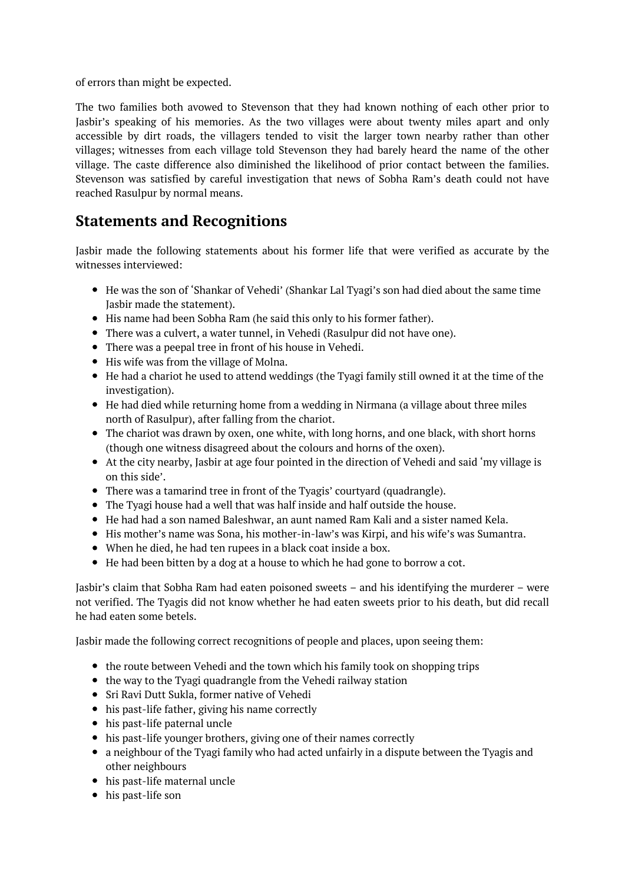of errors than might be expected.

The two families both avowed to Stevenson that they had known nothing of each other prior to Jasbir's speaking of his memories. As the two villages were about twenty miles apart and only accessible by dirt roads, the villagers tended to visit the larger town nearby rather than other villages; witnesses from each village told Stevenson they had barely heard the name of the other village. The caste difference also diminished the likelihood of prior contact between the families. Stevenson was satisfied by careful investigation that news of Sobha Ram's death could not have reached Rasulpur by normal means.

## Statements and Recognitions

Jasbir made the following statements about his former life that were verified as accurate by the witnesses interviewed:

- He was the son of 'Shankar of Vehedi' (Shankar Lal Tyagi's son had died about the same time Jasbir made the statement).
- His name had been Sobha Ram (he said this only to his former father).
- There was a culvert, a water tunnel, in Vehedi (Rasulpur did not have one).
- There was a peepal tree in front of his house in Vehedi.
- His wife was from the village of Molna.
- He had a chariot he used to attend weddings (the Tyagi family still owned it at the time of the investigation).
- He had died while returning home from a wedding in Nirmana (a village about three miles north of Rasulpur), after falling from the chariot.
- The chariot was drawn by oxen, one white, with long horns, and one black, with short horns (though one witness disagreed about the colours and horns of the oxen).
- At the city nearby, Jasbir at age four pointed in the direction of Vehedi and said 'my village is on this side'.
- There was a tamarind tree in front of the Tyagis' courtyard (quadrangle).
- The Tyagi house had a well that was half inside and half outside the house.
- He had had a son named Baleshwar, an aunt named Ram Kali and a sister named Kela.
- His mother's name was Sona, his mother-in-law's was Kirpi, and his wife's was Sumantra.
- When he died, he had ten rupees in a black coat inside a box.
- He had been bitten by a dog at a house to which he had gone to borrow a cot.

Jasbir's claim that Sobha Ram had eaten poisoned sweets – and his identifying the murderer – were not verified. The Tyagis did not know whether he had eaten sweets prior to his death, but did recall he had eaten some betels.

Jasbir made the following correct recognitions of people and places, upon seeing them:

- the route between Vehedi and the town which his family took on shopping trips
- the way to the Tyagi quadrangle from the Vehedi railway station
- Sri Ravi Dutt Sukla, former native of Vehedi
- his past-life father, giving his name correctly
- his past-life paternal uncle
- his past-life younger brothers, giving one of their names correctly
- a neighbour of the Tyagi family who had acted unfairly in a dispute between the Tyagis and other neighbours
- his past-life maternal uncle
- his past-life son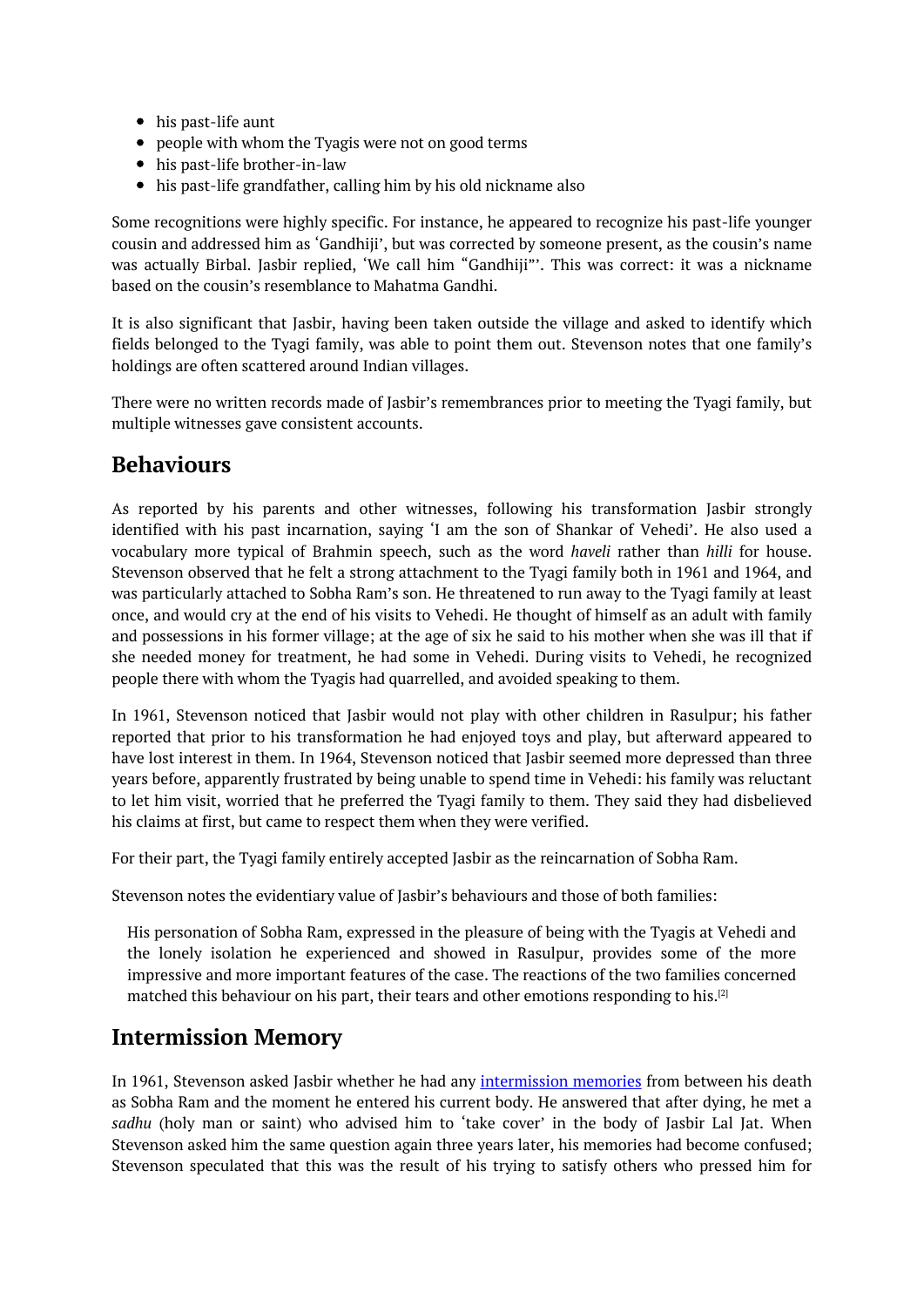- his past-life aunt
- people with whom the Tyagis were not on good terms
- his past-life brother-in-law
- his past-life grandfather, calling him by his old nickname also

Some recognitions were highly specific. For instance, he appeared to recognize his past-life younger cousin and addressed him as 'Gandhiji', but was corrected by someone present, as the cousin's name was actually Birbal. Jasbir replied, 'We call him "Gandhiji"'. This was correct: it was a nickname based on the cousin's resemblance to Mahatma Gandhi.

It is also significant that Jasbir, having been taken outside the village and asked to identify which fields belonged to the Tyagi family, was able to point them out. Stevenson notes that one family's holdings are often scattered around Indian villages.

There were no written records made of Jasbir's remembrances prior to meeting the Tyagi family, but multiple witnesses gave consistent accounts.

## Behaviours

As reported by his parents and other witnesses, following his transformation Jasbir strongly identified with his past incarnation, saying 'I am the son of Shankar of Vehedi'. He also used a vocabulary more typical of Brahmin speech, such as the word *haveli* rather than *hilli* for house. Stevenson observed that he felt a strong attachment to the Tyagi family both in 1961 and 1964, and was particularly attached to Sobha Ram's son. He threatened to run away to the Tyagi family at least once, and would cry at the end of his visits to Vehedi. He thought of himself as an adult with family and possessions in his former village; at the age of six he said to his mother when she was ill that if she needed money for treatment, he had some in Vehedi. During visits to Vehedi, he recognized people there with whom the Tyagis had quarrelled, and avoided speaking to them.

In 1961, Stevenson noticed that Jasbir would not play with other children in Rasulpur; his father reported that prior to his transformation he had enjoyed toys and play, but afterward appeared to have lost interest in them. In 1964, Stevenson noticed that Jasbir seemed more depressed than three years before, apparently frustrated by being unable to spend time in Vehedi: his family was reluctant to let him visit, worried that he preferred the Tyagi family to them. They said they had disbelieved his claims at first, but came to respect them when they were verified.

For their part, the Tyagi family entirely accepted Jasbir as the reincarnation of Sobha Ram.

Stevenson notes the evidentiary value of Jasbir's behaviours and those of both families:

> His personation of Sobha Ram, expressed in the pleasure of being with the Tyagis at Vehedi and the lonely isolation he experienced and showed in Rasulpur, provides some of the more impressive and more important features of the case. The reactions of the two families concerned matched this behaviour on his part, their tears and other emotions responding to his.[2]

## Intermission Memory

In 1961, Stevenson asked Jasbir whether he had any intermission memories from between his death as Sobha Ram and the moment he entered his current body. He answered that after dying, he met a *sadhu* (holy man or saint) who advised him to 'take cover' in the body of Jasbir Lal Jat. When Stevenson asked him the same question again three years later, his memories had become confused; Stevenson speculated that this was the result of his trying to satisfy others who pressed him for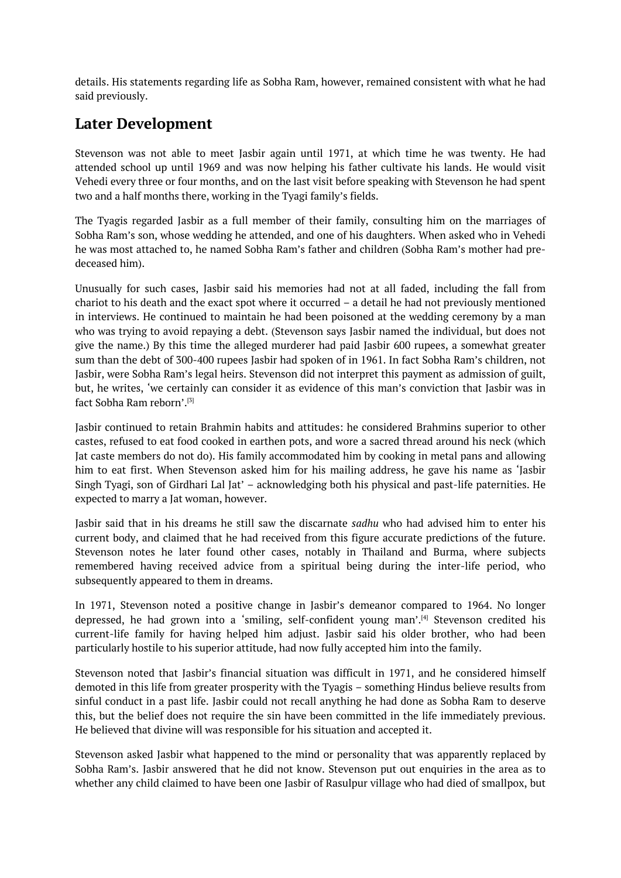details. His statements regarding life as Sobha Ram, however, remained consistent with what he had said previously.

## Later Development

Stevenson was not able to meet Jasbir again until 1971, at which time he was twenty. He had attended school up until 1969 and was now helping his father cultivate his lands. He would visit Vehedi every three or four months, and on the last visit before speaking with Stevenson he had spent two and a half months there, working in the Tyagi family's fields.

The Tyagis regarded Jasbir as a full member of their family, consulting him on the marriages of Sobha Ram's son, whose wedding he attended, and one of his daughters. When asked who in Vehedi he was most attached to, he named Sobha Ram's father and children (Sobha Ram's mother had pre-deceased him).

Unusually for such cases, Jasbir said his memories had not at all faded, including the fall from chariot to his death and the exact spot where it occurred – a detail he had not previously mentioned in interviews. He continued to maintain he had been poisoned at the wedding ceremony by a man who was trying to avoid repaying a debt. (Stevenson says Jasbir named the individual, but does not give the name.) By this time the alleged murderer had paid Jasbir 600 rupees, a somewhat greater sum than the debt of 300-400 rupees Jasbir had spoken of in 1961. In fact Sobha Ram's children, not Jasbir, were Sobha Ram's legal heirs. Stevenson did not interpret this payment as admission of guilt, but, he writes, 'we certainly can consider it as evidence of this man's conviction that Jasbir was in fact Sobha Ram reborn'.[3]

Jasbir continued to retain Brahmin habits and attitudes: he considered Brahmins superior to other castes, refused to eat food cooked in earthen pots, and wore a sacred thread around his neck (which Jat caste members do not do). His family accommodated him by cooking in metal pans and allowing him to eat first. When Stevenson asked him for his mailing address, he gave his name as 'Jasbir Singh Tyagi, son of Girdhari Lal Jat' – acknowledging both his physical and past-life paternities. He expected to marry a Jat woman, however.

Jasbir said that in his dreams he still saw the discarnate *sadhu* who had advised him to enter his current body, and claimed that he had received from this figure accurate predictions of the future. Stevenson notes he later found other cases, notably in Thailand and Burma, where subjects remembered having received advice from a spiritual being during the inter-life period, who subsequently appeared to them in dreams.

In 1971, Stevenson noted a positive change in Jasbir's demeanor compared to 1964. No longer depressed, he had grown into a 'smiling, self-confident young man'.[4] Stevenson credited his current-life family for having helped him adjust. Jasbir said his older brother, who had been particularly hostile to his superior attitude, had now fully accepted him into the family.

Stevenson noted that Jasbir's financial situation was difficult in 1971, and he considered himself demoted in this life from greater prosperity with the Tyagis – something Hindus believe results from sinful conduct in a past life. Jasbir could not recall anything he had done as Sobha Ram to deserve this, but the belief does not require the sin have been committed in the life immediately previous. He believed that divine will was responsible for his situation and accepted it.

Stevenson asked Jasbir what happened to the mind or personality that was apparently replaced by Sobha Ram's. Jasbir answered that he did not know. Stevenson put out enquiries in the area as to whether any child claimed to have been one Jasbir of Rasulpur village who had died of smallpox, but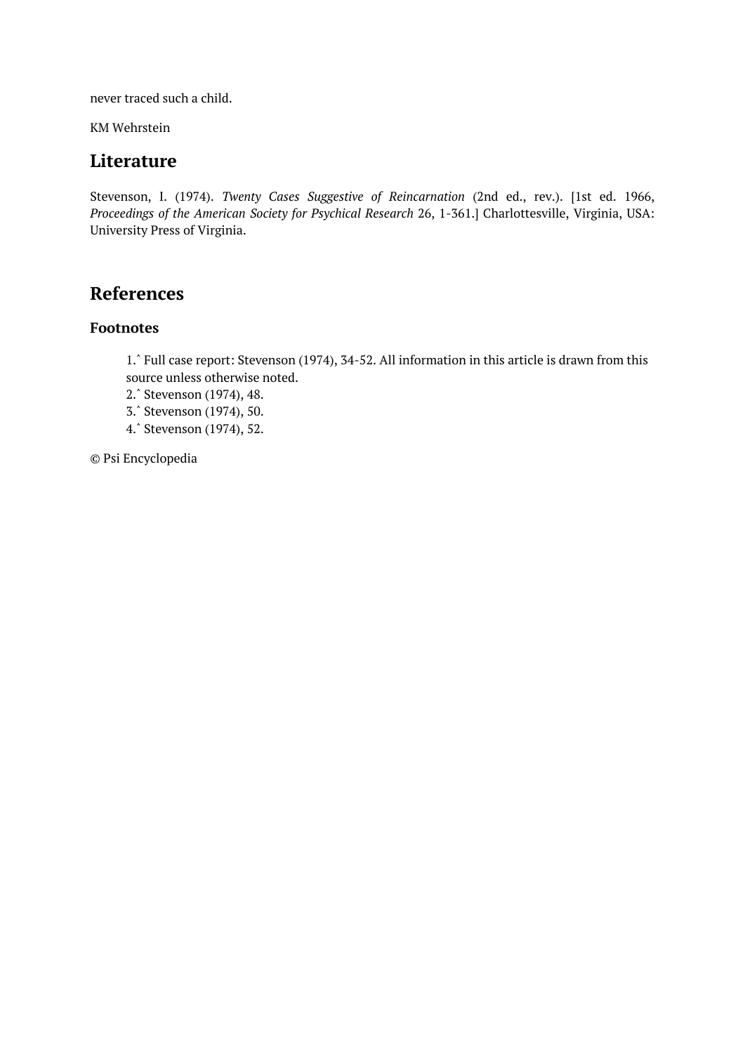never traced such a child.

KM Wehrstein

## Literature

Stevenson, I. (1974). *Twenty Cases Suggestive of Reincarnation* (2nd ed., rev.). [1st ed. 1966, *Proceedings of the American Society for Psychical Research* 26, 1-361.] Charlottesville, Virginia, USA: University Press of Virginia.

## References

### Footnotes

1. ^ Full case report: Stevenson (1974), 34-52. All information in this article is drawn from this source unless otherwise noted.
2. ^ Stevenson (1974), 48.
3. ^ Stevenson (1974), 50.
4. ^ Stevenson (1974), 52.

© Psi Encyclopedia